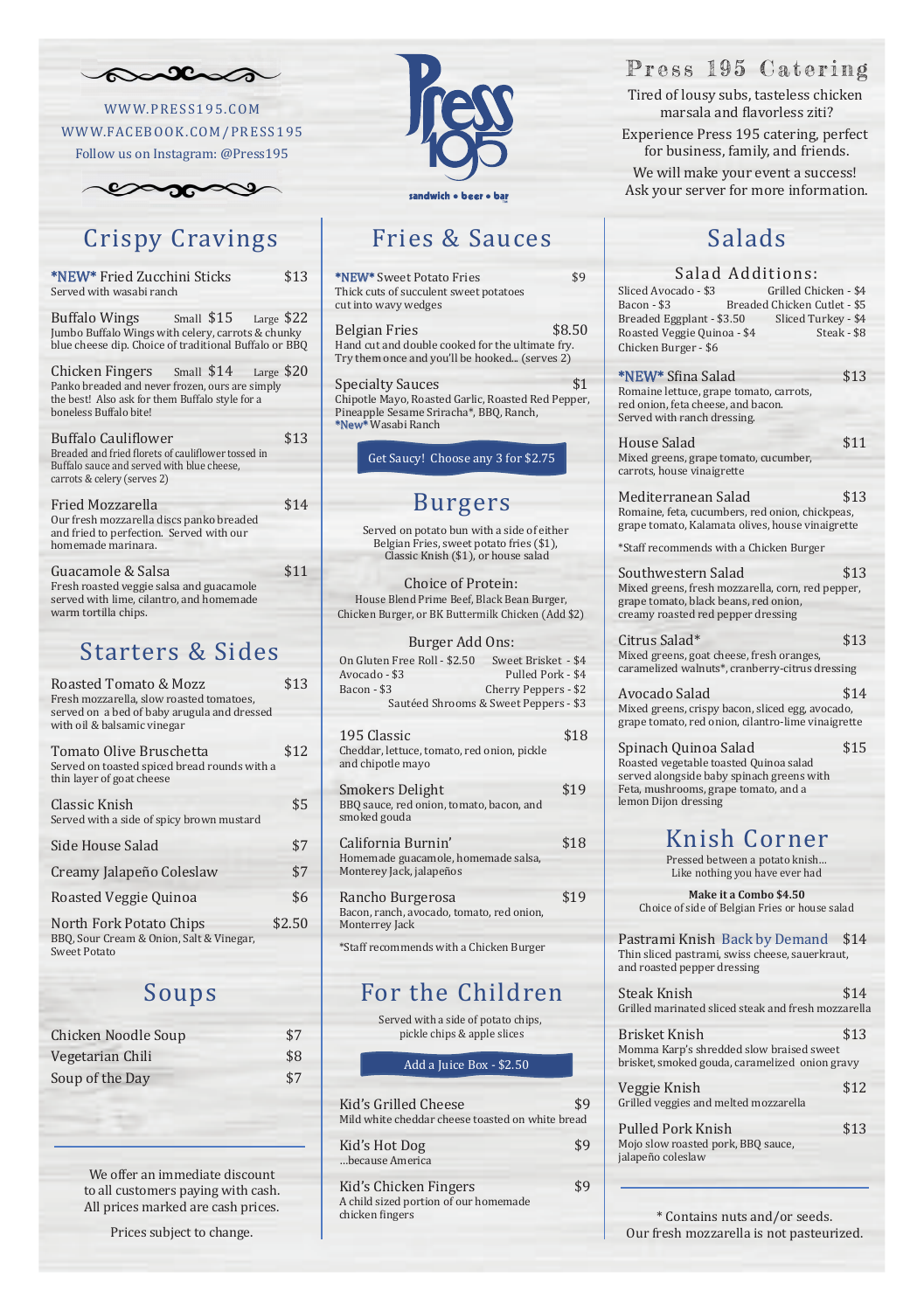WWW.PRESS195.COM
WWW.FACEBOOK.COM/PRESS195
Follow us on Instagram: @Press195

# Press 195

sandwich • beer • bar

## Press 195 Catering

Tired of lousy subs, tasteless chicken marsala and flavorless ziti?

Experience Press 195 catering, perfect for business, family, and friends.

We will make your event a success! Ask your server for more information.

## Crispy Cravings

**\*NEW\* Fried Zucchini Sticks** — $13
Served with wasabi ranch

**Buffalo Wings** — Small $15 · Large $22
Jumbo Buffalo Wings with celery, carrots & chunky blue cheese dip. Choice of traditional Buffalo or BBQ

**Chicken Fingers** — Small $14 · Large $20
Panko breaded and never frozen, ours are simply the best! Also ask for them Buffalo style for a boneless Buffalo bite!

**Buffalo Cauliflower** — $13
Breaded and fried florets of cauliflower tossed in Buffalo sauce and served with blue cheese, carrots & celery (serves 2)

**Fried Mozzarella** — $14
Our fresh mozzarella discs panko breaded and fried to perfection. Served with our homemade marinara.

**Guacamole & Salsa** — $11
Fresh roasted veggie salsa and guacamole served with lime, cilantro, and homemade warm tortilla chips.

## Starters & Sides

**Roasted Tomato & Mozz** — $13
Fresh mozzarella, slow roasted tomatoes, served on a bed of baby arugula and dressed with oil & balsamic vinegar

**Tomato Olive Bruschetta** — $12
Served on toasted spiced bread rounds with a thin layer of goat cheese

**Classic Knish** — $5
Served with a side of spicy brown mustard

**Side House Salad** — $7

**Creamy Jalapeño Coleslaw** — $7

**Roasted Veggie Quinoa** — $6

**North Fork Potato Chips** — $2.50
BBQ, Sour Cream & Onion, Salt & Vinegar, Sweet Potato

## Soups

**Chicken Noodle Soup** — $7

**Vegetarian Chili** — $8

**Soup of the Day** — $7

We offer an immediate discount to all customers paying with cash. All prices marked are cash prices.

Prices subject to change.

## Fries & Sauces

**\*NEW\* Sweet Potato Fries** — $9
Thick cuts of succulent sweet potatoes cut into wavy wedges

**Belgian Fries** — $8.50
Hand cut and double cooked for the ultimate fry. Try them once and you'll be hooked... (serves 2)

**Specialty Sauces** — $1
Chipotle Mayo, Roasted Garlic, Roasted Red Pepper, Pineapple Sesame Sriracha*, BBQ, Ranch, *New* Wasabi Ranch

Get Saucy! Choose any 3 for $2.75

## Burgers

Served on potato bun with a side of either Belgian Fries, sweet potato fries ($1), Classic Knish ($1), or house salad

**Choice of Protein:**
House Blend Prime Beef, Black Bean Burger, Chicken Burger, or BK Buttermilk Chicken (Add $2)

**Burger Add Ons:**
On Gluten Free Roll - $2.50, Sweet Brisket - $4, Avocado - $3, Pulled Pork - $4, Bacon - $3, Cherry Peppers - $2, Sautéed Shrooms & Sweet Peppers - $3

**195 Classic** — $18
Cheddar, lettuce, tomato, red onion, pickle and chipotle mayo

**Smokers Delight** — $19
BBQ sauce, red onion, tomato, bacon, and smoked gouda

**California Burnin'** — $18
Homemade guacamole, homemade salsa, Monterey Jack, jalapeños

**Rancho Burgerosa** — $19
Bacon, ranch, avocado, tomato, red onion, Monterrey Jack

*Staff recommends with a Chicken Burger

## For the Children

Served with a side of potato chips, pickle chips & apple slices

Add a Juice Box - $2.50

**Kid's Grilled Cheese** — $9
Mild white cheddar cheese toasted on white bread

**Kid's Hot Dog** — $9
...because America

**Kid's Chicken Fingers** — $9
A child sized portion of our homemade chicken fingers

## Salads

**Salad Additions:**
Sliced Avocado - $3, Grilled Chicken - $4, Bacon - $3, Breaded Chicken Cutlet - $5, Breaded Eggplant - $3.50, Sliced Turkey - $4, Roasted Veggie Quinoa - $4, Steak - $8, Chicken Burger - $6

**\*NEW\* Sfina Salad** — $13
Romaine lettuce, grape tomato, carrots, red onion, feta cheese, and bacon. Served with ranch dressing.

**House Salad** — $11
Mixed greens, grape tomato, cucumber, carrots, house vinaigrette

**Mediterranean Salad** — $13
Romaine, feta, cucumbers, red onion, chickpeas, grape tomato, Kalamata olives, house vinaigrette

*Staff recommends with a Chicken Burger

**Southwestern Salad** — $13
Mixed greens, fresh mozzarella, corn, red pepper, grape tomato, black beans, red onion, creamy roasted red pepper dressing

**Citrus Salad*** — $13
Mixed greens, goat cheese, fresh oranges, caramelized walnuts*, cranberry-citrus dressing

**Avocado Salad** — $14
Mixed greens, crispy bacon, sliced egg, avocado, grape tomato, red onion, cilantro-lime vinaigrette

**Spinach Quinoa Salad** — $15
Roasted vegetable toasted Quinoa salad served alongside baby spinach greens with Feta, mushrooms, grape tomato, and a lemon Dijon dressing

## Knish Corner

Pressed between a potato knish... Like nothing you have ever had

**Make it a Combo $4.50**
Choice of side of Belgian Fries or house salad

**Pastrami Knish** Back by Demand — $14
Thin sliced pastrami, swiss cheese, sauerkraut, and roasted pepper dressing

**Steak Knish** — $14
Grilled marinated sliced steak and fresh mozzarella

**Brisket Knish** — $13
Momma Karp's shredded slow braised sweet brisket, smoked gouda, caramelized onion gravy

**Veggie Knish** — $12
Grilled veggies and melted mozzarella

**Pulled Pork Knish** — $13
Mojo slow roasted pork, BBQ sauce, jalapeño coleslaw

\* Contains nuts and/or seeds.
Our fresh mozzarella is not pasteurized.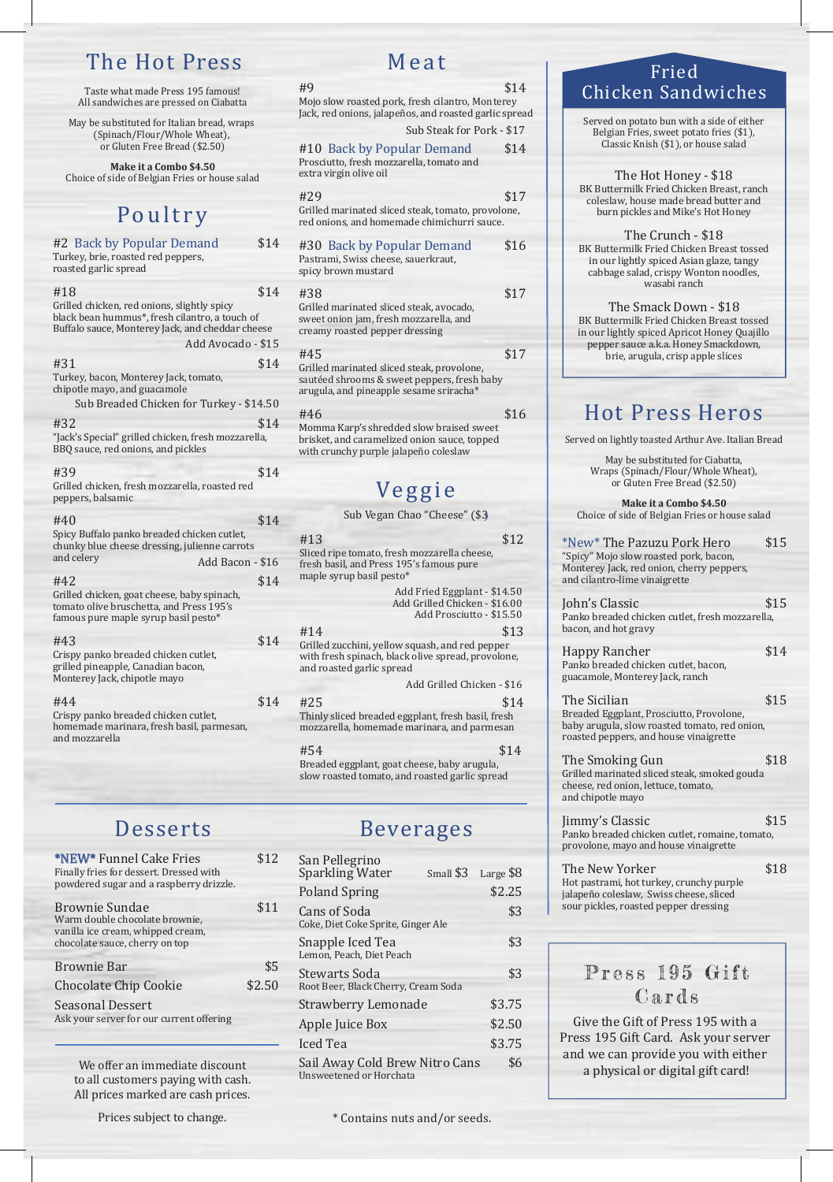## The Hot Press

Taste what made Press 195 famous!
All sandwiches are pressed on Ciabatta

May be substituted for Italian bread, wraps (Spinach/Flour/Whole Wheat), or Gluten Free Bread ($2.50)

**Make it a Combo $4.50**
Choice of side of Belgian Fries or house salad

## Poultry

**#2 Back by Popular Demand** — $14
Turkey, brie, roasted red peppers, roasted garlic spread

**#18** — $14
Grilled chicken, red onions, slightly spicy black bean hummus*, fresh cilantro, a touch of Buffalo sauce, Monterey Jack, and cheddar cheese
Add Avocado - $15

**#31** — $14
Turkey, bacon, Monterey Jack, tomato, chipotle mayo, and guacamole
Sub Breaded Chicken for Turkey - $14.50

**#32** — $14
"Jack's Special" grilled chicken, fresh mozzarella, BBQ sauce, red onions, and pickles

**#39** — $14
Grilled chicken, fresh mozzarella, roasted red peppers, balsamic

**#40** — $14
Spicy Buffalo panko breaded chicken cutlet, chunky blue cheese dressing, julienne carrots and celery
Add Bacon - $16

**#42** — $14
Grilled chicken, goat cheese, baby spinach, tomato olive bruschetta, and Press 195's famous pure maple syrup basil pesto*

**#43** — $14
Crispy panko breaded chicken cutlet, grilled pineapple, Canadian bacon, Monterey Jack, chipotle mayo

**#44** — $14
Crispy panko breaded chicken cutlet, homemade marinara, fresh basil, parmesan, and mozzarella

## Meat

**#9** — $14
Mojo slow roasted pork, fresh cilantro, Monterey Jack, red onions, jalapeños, and roasted garlic spread
Sub Steak for Pork - $17

**#10 Back by Popular Demand** — $14
Prosciutto, fresh mozzarella, tomato and extra virgin olive oil

**#29** — $17
Grilled marinated sliced steak, tomato, provolone, red onions, and homemade chimichurri sauce.

**#30 Back by Popular Demand** — $16
Pastrami, Swiss cheese, sauerkraut, spicy brown mustard

**#38** — $17
Grilled marinated sliced steak, avocado, sweet onion jam, fresh mozzarella, and creamy roasted pepper dressing

**#45** — $17
Grilled marinated sliced steak, provolone, sautéed shrooms & sweet peppers, fresh baby arugula, and pineapple sesame sriracha*

**#46** — $16
Momma Karp's shredded slow braised sweet brisket, and caramelized onion sauce, topped with crunchy purple jalapeño coleslaw

## Veggie

Sub Vegan Chao "Cheese" ($3)

**#13** — $12
Sliced ripe tomato, fresh mozzarella cheese, fresh basil, and Press 195's famous pure maple syrup basil pesto*
Add Fried Eggplant - $14.50
Add Grilled Chicken - $16.00
Add Prosciutto - $15.50

**#14** — $13
Grilled zucchini, yellow squash, and red pepper with fresh spinach, black olive spread, provolone, and roasted garlic spread
Add Grilled Chicken - $16

**#25** — $14
Thinly sliced breaded eggplant, fresh basil, fresh mozzarella, homemade marinara, and parmesan

**#54** — $14
Breaded eggplant, goat cheese, baby arugula, slow roasted tomato, and roasted garlic spread

## Fried Chicken Sandwiches

Served on potato bun with a side of either Belgian Fries, sweet potato fries ($1), Classic Knish ($1), or house salad

**The Hot Honey - $18**
BK Buttermilk Fried Chicken Breast, ranch coleslaw, house made bread butter and burn pickles and Mike's Hot Honey

**The Crunch - $18**
BK Buttermilk Fried Chicken Breast tossed in our lightly spiced Asian glaze, tangy cabbage salad, crispy Wonton noodles, wasabi ranch

**The Smack Down - $18**
BK Buttermilk Fried Chicken Breast tossed in our lightly spiced Apricot Honey Quajillo pepper sauce a.k.a. Honey Smackdown, brie, arugula, crisp apple slices

## Hot Press Heros

Served on lightly toasted Arthur Ave. Italian Bread

May be substituted for Ciabatta, Wraps (Spinach/Flour/Whole Wheat), or Gluten Free Bread ($2.50)

**Make it a Combo $4.50**
Choice of side of Belgian Fries or house salad

**\*New\* The Pazuzu Pork Hero** — $15
"Spicy" Mojo slow roasted pork, bacon, Monterey Jack, red onion, cherry peppers, and cilantro-lime vinaigrette

**John's Classic** — $15
Panko breaded chicken cutlet, fresh mozzarella, bacon, and hot gravy

**Happy Rancher** — $14
Panko breaded chicken cutlet, bacon, guacamole, Monterey Jack, ranch

**The Sicilian** — $15
Breaded Eggplant, Prosciutto, Provolone, baby arugula, slow roasted tomato, red onion, roasted peppers, and house vinaigrette

**The Smoking Gun** — $18
Grilled marinated sliced steak, smoked gouda cheese, red onion, lettuce, tomato, and chipotle mayo

**Jimmy's Classic** — $15
Panko breaded chicken cutlet, romaine, tomato, provolone, mayo and house vinaigrette

**The New Yorker** — $18
Hot pastrami, hot turkey, crunchy purple jalapeño coleslaw, Swiss cheese, sliced sour pickles, roasted pepper dressing

## Desserts

**\*NEW\* Funnel Cake Fries** — $12
Finally fries for dessert. Dressed with powdered sugar and a raspberry drizzle.

**Brownie Sundae** — $11
Warm double chocolate brownie, vanilla ice cream, whipped cream, chocolate sauce, cherry on top

**Brownie Bar** — $5

**Chocolate Chip Cookie** — $2.50

**Seasonal Dessert**
Ask your server for our current offering

We offer an immediate discount to all customers paying with cash. All prices marked are cash prices.

Prices subject to change.

## Beverages

**San Pellegrino Sparkling Water** — Small $3, Large $8

**Poland Spring** — $2.25

**Cans of Soda** — $3
Coke, Diet Coke Sprite, Ginger Ale

**Snapple Iced Tea** — $3
Lemon, Peach, Diet Peach

**Stewarts Soda** — $3
Root Beer, Black Cherry, Cream Soda

**Strawberry Lemonade** — $3.75

**Apple Juice Box** — $2.50

**Iced Tea** — $3.75

**Sail Away Cold Brew Nitro Cans** — $6
Unsweetened or Horchata

* Contains nuts and/or seeds.

## Press 195 Gift Cards

Give the Gift of Press 195 with a Press 195 Gift Card. Ask your server and we can provide you with either a physical or digital gift card!